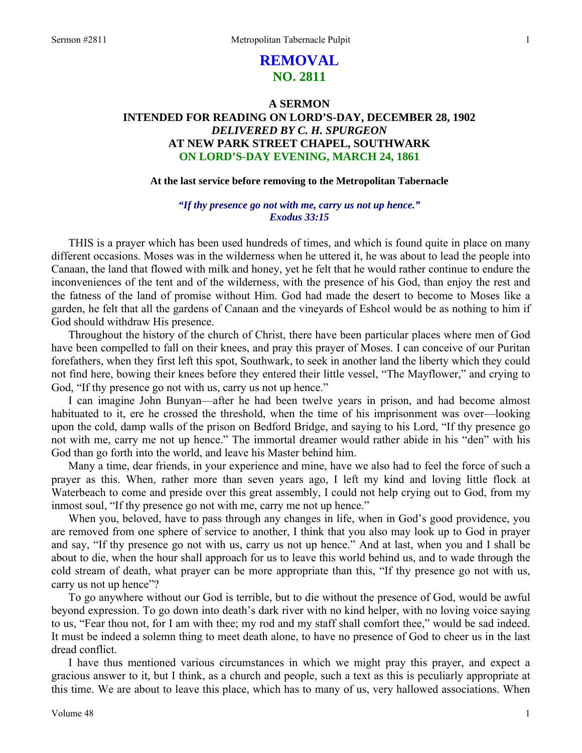# REMOVAL
## NO. 2811

### A SERMON
### INTENDED FOR READING ON LORD'S-DAY, DECEMBER 28, 1902
### *DELIVERED BY C. H. SPURGEON*
### AT NEW PARK STREET CHAPEL, SOUTHWARK
### ON LORD'S-DAY EVENING, MARCH 24, 1861

**At the last service before removing to the Metropolitan Tabernacle**

***"If thy presence go not with me, carry us not up hence." Exodus 33:15***

THIS is a prayer which has been used hundreds of times, and which is found quite in place on many different occasions. Moses was in the wilderness when he uttered it, he was about to lead the people into Canaan, the land that flowed with milk and honey, yet he felt that he would rather continue to endure the inconveniences of the tent and of the wilderness, with the presence of his God, than enjoy the rest and the fatness of the land of promise without Him. God had made the desert to become to Moses like a garden, he felt that all the gardens of Canaan and the vineyards of Eshcol would be as nothing to him if God should withdraw His presence.

Throughout the history of the church of Christ, there have been particular places where men of God have been compelled to fall on their knees, and pray this prayer of Moses. I can conceive of our Puritan forefathers, when they first left this spot, Southwark, to seek in another land the liberty which they could not find here, bowing their knees before they entered their little vessel, "The Mayflower," and crying to God, "If thy presence go not with us, carry us not up hence."

I can imagine John Bunyan—after he had been twelve years in prison, and had become almost habituated to it, ere he crossed the threshold, when the time of his imprisonment was over—looking upon the cold, damp walls of the prison on Bedford Bridge, and saying to his Lord, "If thy presence go not with me, carry me not up hence." The immortal dreamer would rather abide in his "den" with his God than go forth into the world, and leave his Master behind him.

Many a time, dear friends, in your experience and mine, have we also had to feel the force of such a prayer as this. When, rather more than seven years ago, I left my kind and loving little flock at Waterbeach to come and preside over this great assembly, I could not help crying out to God, from my inmost soul, "If thy presence go not with me, carry me not up hence."

When you, beloved, have to pass through any changes in life, when in God's good providence, you are removed from one sphere of service to another, I think that you also may look up to God in prayer and say, "If thy presence go not with us, carry us not up hence." And at last, when you and I shall be about to die, when the hour shall approach for us to leave this world behind us, and to wade through the cold stream of death, what prayer can be more appropriate than this, "If thy presence go not with us, carry us not up hence"?

To go anywhere without our God is terrible, but to die without the presence of God, would be awful beyond expression. To go down into death's dark river with no kind helper, with no loving voice saying to us, "Fear thou not, for I am with thee; my rod and my staff shall comfort thee," would be sad indeed. It must be indeed a solemn thing to meet death alone, to have no presence of God to cheer us in the last dread conflict.

I have thus mentioned various circumstances in which we might pray this prayer, and expect a gracious answer to it, but I think, as a church and people, such a text as this is peculiarly appropriate at this time. We are about to leave this place, which has to many of us, very hallowed associations. When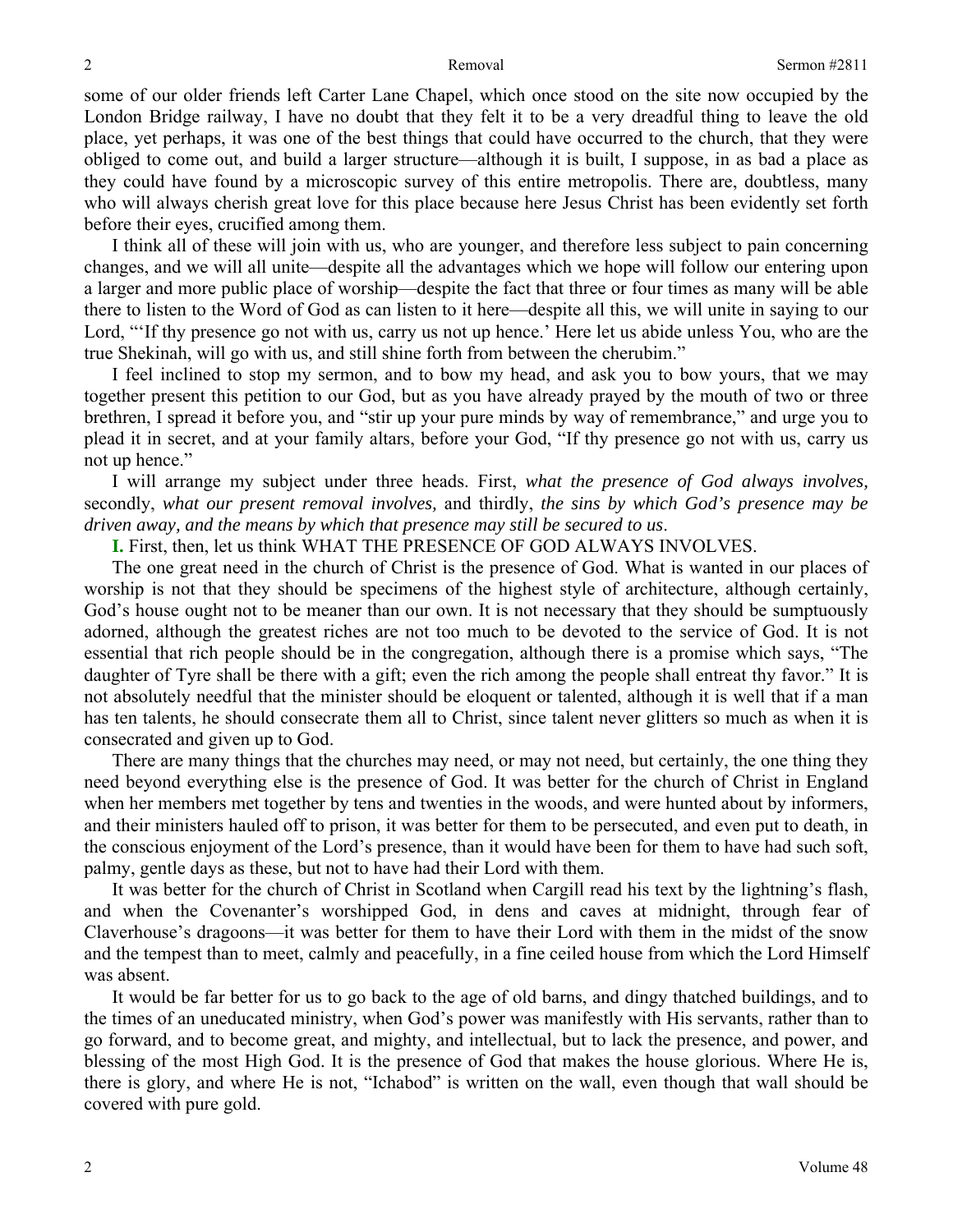some of our older friends left Carter Lane Chapel, which once stood on the site now occupied by the London Bridge railway, I have no doubt that they felt it to be a very dreadful thing to leave the old place, yet perhaps, it was one of the best things that could have occurred to the church, that they were obliged to come out, and build a larger structure—although it is built, I suppose, in as bad a place as they could have found by a microscopic survey of this entire metropolis. There are, doubtless, many who will always cherish great love for this place because here Jesus Christ has been evidently set forth before their eyes, crucified among them.

I think all of these will join with us, who are younger, and therefore less subject to pain concerning changes, and we will all unite—despite all the advantages which we hope will follow our entering upon a larger and more public place of worship—despite the fact that three or four times as many will be able there to listen to the Word of God as can listen to it here—despite all this, we will unite in saying to our Lord, "'If thy presence go not with us, carry us not up hence.' Here let us abide unless You, who are the true Shekinah, will go with us, and still shine forth from between the cherubim."

I feel inclined to stop my sermon, and to bow my head, and ask you to bow yours, that we may together present this petition to our God, but as you have already prayed by the mouth of two or three brethren, I spread it before you, and "stir up your pure minds by way of remembrance," and urge you to plead it in secret, and at your family altars, before your God, "If thy presence go not with us, carry us not up hence."

I will arrange my subject under three heads. First, *what the presence of God always involves,* secondly, *what our present removal involves,* and thirdly, *the sins by which God's presence may be driven away, and the means by which that presence may still be secured to us*.

**I.** First, then, let us think WHAT THE PRESENCE OF GOD ALWAYS INVOLVES.

The one great need in the church of Christ is the presence of God. What is wanted in our places of worship is not that they should be specimens of the highest style of architecture, although certainly, God's house ought not to be meaner than our own. It is not necessary that they should be sumptuously adorned, although the greatest riches are not too much to be devoted to the service of God. It is not essential that rich people should be in the congregation, although there is a promise which says, "The daughter of Tyre shall be there with a gift; even the rich among the people shall entreat thy favor." It is not absolutely needful that the minister should be eloquent or talented, although it is well that if a man has ten talents, he should consecrate them all to Christ, since talent never glitters so much as when it is consecrated and given up to God.

There are many things that the churches may need, or may not need, but certainly, the one thing they need beyond everything else is the presence of God. It was better for the church of Christ in England when her members met together by tens and twenties in the woods, and were hunted about by informers, and their ministers hauled off to prison, it was better for them to be persecuted, and even put to death, in the conscious enjoyment of the Lord's presence, than it would have been for them to have had such soft, palmy, gentle days as these, but not to have had their Lord with them.

It was better for the church of Christ in Scotland when Cargill read his text by the lightning's flash, and when the Covenanter's worshipped God, in dens and caves at midnight, through fear of Claverhouse's dragoons—it was better for them to have their Lord with them in the midst of the snow and the tempest than to meet, calmly and peacefully, in a fine ceiled house from which the Lord Himself was absent.

It would be far better for us to go back to the age of old barns, and dingy thatched buildings, and to the times of an uneducated ministry, when God's power was manifestly with His servants, rather than to go forward, and to become great, and mighty, and intellectual, but to lack the presence, and power, and blessing of the most High God. It is the presence of God that makes the house glorious. Where He is, there is glory, and where He is not, "Ichabod" is written on the wall, even though that wall should be covered with pure gold.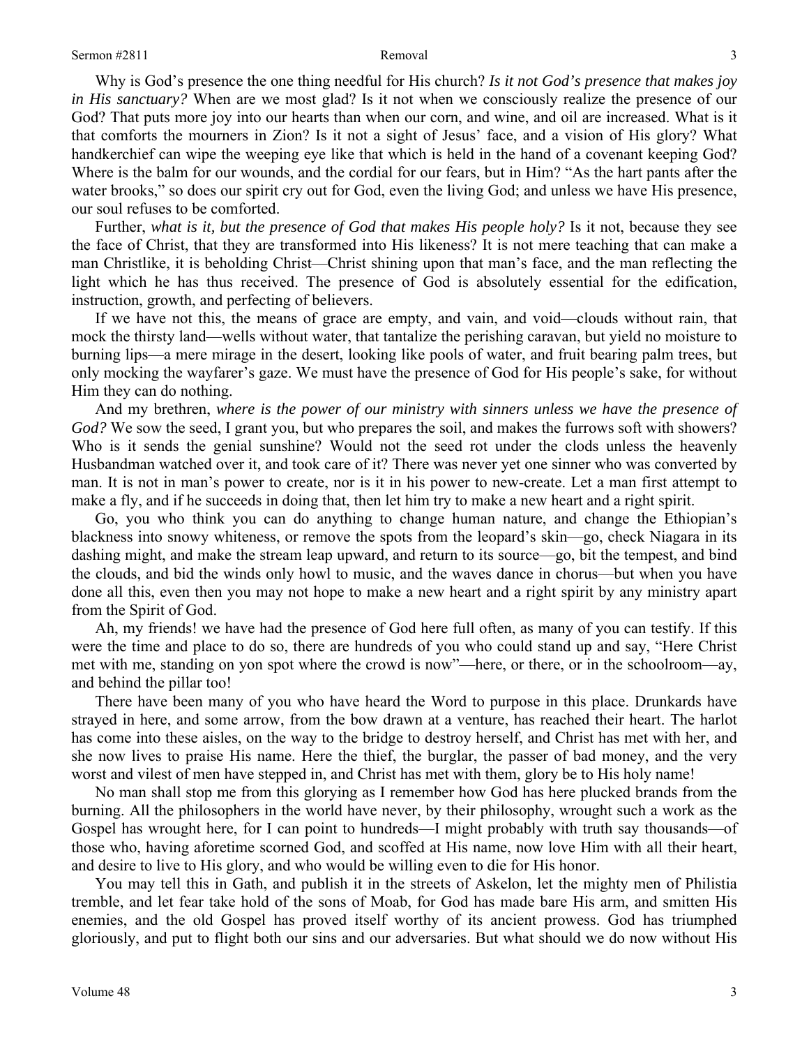Why is God's presence the one thing needful for His church? *Is it not God's presence that makes joy in His sanctuary?* When are we most glad? Is it not when we consciously realize the presence of our God? That puts more joy into our hearts than when our corn, and wine, and oil are increased. What is it that comforts the mourners in Zion? Is it not a sight of Jesus' face, and a vision of His glory? What handkerchief can wipe the weeping eye like that which is held in the hand of a covenant keeping God? Where is the balm for our wounds, and the cordial for our fears, but in Him? "As the hart pants after the water brooks," so does our spirit cry out for God, even the living God; and unless we have His presence, our soul refuses to be comforted.

Further, *what is it, but the presence of God that makes His people holy?* Is it not, because they see the face of Christ, that they are transformed into His likeness? It is not mere teaching that can make a man Christlike, it is beholding Christ—Christ shining upon that man's face, and the man reflecting the light which he has thus received. The presence of God is absolutely essential for the edification, instruction, growth, and perfecting of believers.

If we have not this, the means of grace are empty, and vain, and void—clouds without rain, that mock the thirsty land—wells without water, that tantalize the perishing caravan, but yield no moisture to burning lips—a mere mirage in the desert, looking like pools of water, and fruit bearing palm trees, but only mocking the wayfarer's gaze. We must have the presence of God for His people's sake, for without Him they can do nothing.

And my brethren, *where is the power of our ministry with sinners unless we have the presence of God?* We sow the seed, I grant you, but who prepares the soil, and makes the furrows soft with showers? Who is it sends the genial sunshine? Would not the seed rot under the clods unless the heavenly Husbandman watched over it, and took care of it? There was never yet one sinner who was converted by man. It is not in man's power to create, nor is it in his power to new-create. Let a man first attempt to make a fly, and if he succeeds in doing that, then let him try to make a new heart and a right spirit.

Go, you who think you can do anything to change human nature, and change the Ethiopian's blackness into snowy whiteness, or remove the spots from the leopard's skin—go, check Niagara in its dashing might, and make the stream leap upward, and return to its source—go, bit the tempest, and bind the clouds, and bid the winds only howl to music, and the waves dance in chorus—but when you have done all this, even then you may not hope to make a new heart and a right spirit by any ministry apart from the Spirit of God.

Ah, my friends! we have had the presence of God here full often, as many of you can testify. If this were the time and place to do so, there are hundreds of you who could stand up and say, "Here Christ met with me, standing on yon spot where the crowd is now"—here, or there, or in the schoolroom—ay, and behind the pillar too!

There have been many of you who have heard the Word to purpose in this place. Drunkards have strayed in here, and some arrow, from the bow drawn at a venture, has reached their heart. The harlot has come into these aisles, on the way to the bridge to destroy herself, and Christ has met with her, and she now lives to praise His name. Here the thief, the burglar, the passer of bad money, and the very worst and vilest of men have stepped in, and Christ has met with them, glory be to His holy name!

No man shall stop me from this glorying as I remember how God has here plucked brands from the burning. All the philosophers in the world have never, by their philosophy, wrought such a work as the Gospel has wrought here, for I can point to hundreds—I might probably with truth say thousands—of those who, having aforetime scorned God, and scoffed at His name, now love Him with all their heart, and desire to live to His glory, and who would be willing even to die for His honor.

You may tell this in Gath, and publish it in the streets of Askelon, let the mighty men of Philistia tremble, and let fear take hold of the sons of Moab, for God has made bare His arm, and smitten His enemies, and the old Gospel has proved itself worthy of its ancient prowess. God has triumphed gloriously, and put to flight both our sins and our adversaries. But what should we do now without His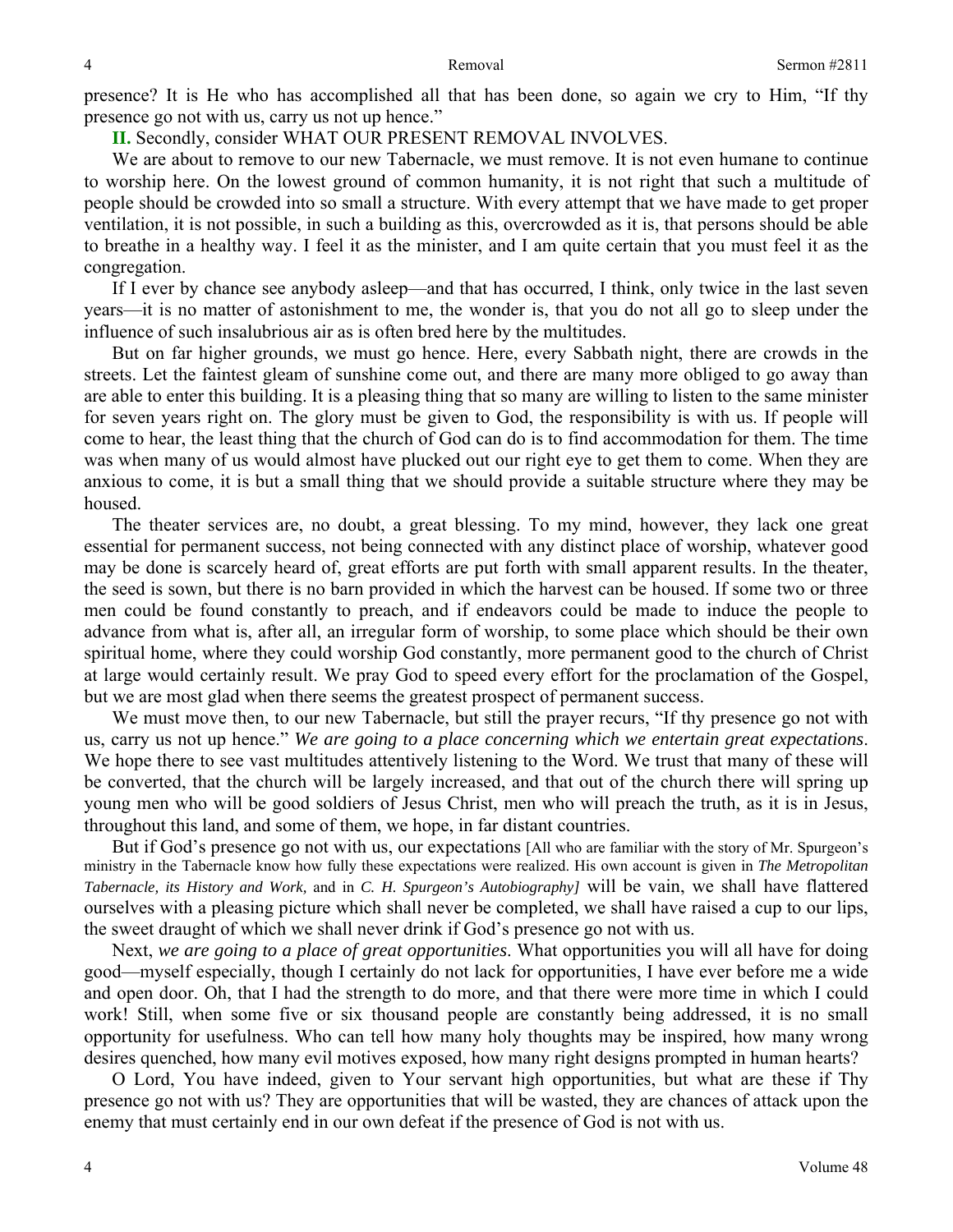presence? It is He who has accomplished all that has been done, so again we cry to Him, "If thy presence go not with us, carry us not up hence."

**II.** Secondly, consider WHAT OUR PRESENT REMOVAL INVOLVES.

We are about to remove to our new Tabernacle, we must remove. It is not even humane to continue to worship here. On the lowest ground of common humanity, it is not right that such a multitude of people should be crowded into so small a structure. With every attempt that we have made to get proper ventilation, it is not possible, in such a building as this, overcrowded as it is, that persons should be able to breathe in a healthy way. I feel it as the minister, and I am quite certain that you must feel it as the congregation.

If I ever by chance see anybody asleep—and that has occurred, I think, only twice in the last seven years—it is no matter of astonishment to me, the wonder is, that you do not all go to sleep under the influence of such insalubrious air as is often bred here by the multitudes.

But on far higher grounds, we must go hence. Here, every Sabbath night, there are crowds in the streets. Let the faintest gleam of sunshine come out, and there are many more obliged to go away than are able to enter this building. It is a pleasing thing that so many are willing to listen to the same minister for seven years right on. The glory must be given to God, the responsibility is with us. If people will come to hear, the least thing that the church of God can do is to find accommodation for them. The time was when many of us would almost have plucked out our right eye to get them to come. When they are anxious to come, it is but a small thing that we should provide a suitable structure where they may be housed.

The theater services are, no doubt, a great blessing. To my mind, however, they lack one great essential for permanent success, not being connected with any distinct place of worship, whatever good may be done is scarcely heard of, great efforts are put forth with small apparent results. In the theater, the seed is sown, but there is no barn provided in which the harvest can be housed. If some two or three men could be found constantly to preach, and if endeavors could be made to induce the people to advance from what is, after all, an irregular form of worship, to some place which should be their own spiritual home, where they could worship God constantly, more permanent good to the church of Christ at large would certainly result. We pray God to speed every effort for the proclamation of the Gospel, but we are most glad when there seems the greatest prospect of permanent success.

We must move then, to our new Tabernacle, but still the prayer recurs, "If thy presence go not with us, carry us not up hence." *We are going to a place concerning which we entertain great expectations*. We hope there to see vast multitudes attentively listening to the Word. We trust that many of these will be converted, that the church will be largely increased, and that out of the church there will spring up young men who will be good soldiers of Jesus Christ, men who will preach the truth, as it is in Jesus, throughout this land, and some of them, we hope, in far distant countries.

But if God's presence go not with us, our expectations [All who are familiar with the story of Mr. Spurgeon's ministry in the Tabernacle know how fully these expectations were realized. His own account is given in *The Metropolitan Tabernacle, its History and Work,* and in *C. H. Spurgeon's Autobiography]* will be vain, we shall have flattered ourselves with a pleasing picture which shall never be completed, we shall have raised a cup to our lips, the sweet draught of which we shall never drink if God's presence go not with us.

Next, *we are going to a place of great opportunities*. What opportunities you will all have for doing good—myself especially, though I certainly do not lack for opportunities, I have ever before me a wide and open door. Oh, that I had the strength to do more, and that there were more time in which I could work! Still, when some five or six thousand people are constantly being addressed, it is no small opportunity for usefulness. Who can tell how many holy thoughts may be inspired, how many wrong desires quenched, how many evil motives exposed, how many right designs prompted in human hearts?

O Lord, You have indeed, given to Your servant high opportunities, but what are these if Thy presence go not with us? They are opportunities that will be wasted, they are chances of attack upon the enemy that must certainly end in our own defeat if the presence of God is not with us.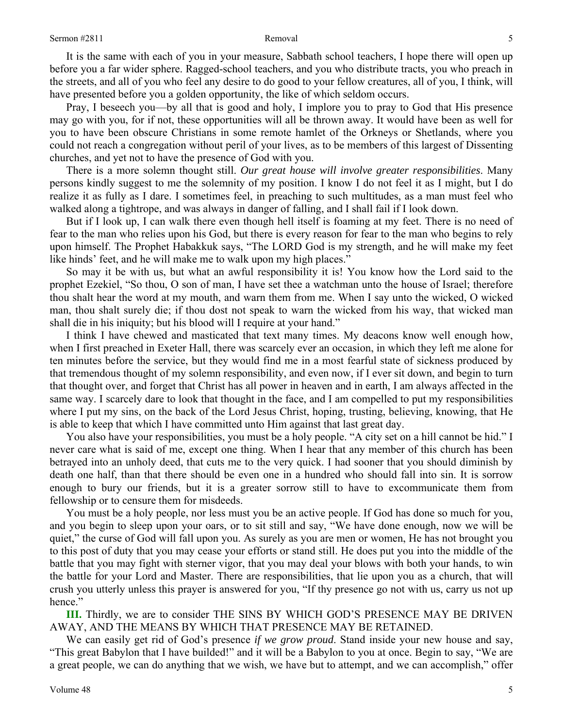It is the same with each of you in your measure, Sabbath school teachers, I hope there will open up before you a far wider sphere. Ragged-school teachers, and you who distribute tracts, you who preach in the streets, and all of you who feel any desire to do good to your fellow creatures, all of you, I think, will have presented before you a golden opportunity, the like of which seldom occurs.

Pray, I beseech you—by all that is good and holy, I implore you to pray to God that His presence may go with you, for if not, these opportunities will all be thrown away. It would have been as well for you to have been obscure Christians in some remote hamlet of the Orkneys or Shetlands, where you could not reach a congregation without peril of your lives, as to be members of this largest of Dissenting churches, and yet not to have the presence of God with you.

There is a more solemn thought still. *Our great house will involve greater responsibilities*. Many persons kindly suggest to me the solemnity of my position. I know I do not feel it as I might, but I do realize it as fully as I dare. I sometimes feel, in preaching to such multitudes, as a man must feel who walked along a tightrope, and was always in danger of falling, and I shall fail if I look down.

But if I look up, I can walk there even though hell itself is foaming at my feet. There is no need of fear to the man who relies upon his God, but there is every reason for fear to the man who begins to rely upon himself. The Prophet Habakkuk says, "The LORD God is my strength, and he will make my feet like hinds' feet, and he will make me to walk upon my high places."

So may it be with us, but what an awful responsibility it is! You know how the Lord said to the prophet Ezekiel, "So thou, O son of man, I have set thee a watchman unto the house of Israel; therefore thou shalt hear the word at my mouth, and warn them from me. When I say unto the wicked, O wicked man, thou shalt surely die; if thou dost not speak to warn the wicked from his way, that wicked man shall die in his iniquity; but his blood will I require at your hand."

I think I have chewed and masticated that text many times. My deacons know well enough how, when I first preached in Exeter Hall, there was scarcely ever an occasion, in which they left me alone for ten minutes before the service, but they would find me in a most fearful state of sickness produced by that tremendous thought of my solemn responsibility, and even now, if I ever sit down, and begin to turn that thought over, and forget that Christ has all power in heaven and in earth, I am always affected in the same way. I scarcely dare to look that thought in the face, and I am compelled to put my responsibilities where I put my sins, on the back of the Lord Jesus Christ, hoping, trusting, believing, knowing, that He is able to keep that which I have committed unto Him against that last great day.

You also have your responsibilities, you must be a holy people. "A city set on a hill cannot be hid." I never care what is said of me, except one thing. When I hear that any member of this church has been betrayed into an unholy deed, that cuts me to the very quick. I had sooner that you should diminish by death one half, than that there should be even one in a hundred who should fall into sin. It is sorrow enough to bury our friends, but it is a greater sorrow still to have to excommunicate them from fellowship or to censure them for misdeeds.

You must be a holy people, nor less must you be an active people. If God has done so much for you, and you begin to sleep upon your oars, or to sit still and say, "We have done enough, now we will be quiet," the curse of God will fall upon you. As surely as you are men or women, He has not brought you to this post of duty that you may cease your efforts or stand still. He does put you into the middle of the battle that you may fight with sterner vigor, that you may deal your blows with both your hands, to win the battle for your Lord and Master. There are responsibilities, that lie upon you as a church, that will crush you utterly unless this prayer is answered for you, "If thy presence go not with us, carry us not up hence."

**III.** Thirdly, we are to consider THE SINS BY WHICH GOD'S PRESENCE MAY BE DRIVEN AWAY, AND THE MEANS BY WHICH THAT PRESENCE MAY BE RETAINED.

We can easily get rid of God's presence *if we grow proud*. Stand inside your new house and say, "This great Babylon that I have builded!" and it will be a Babylon to you at once. Begin to say, "We are a great people, we can do anything that we wish, we have but to attempt, and we can accomplish," offer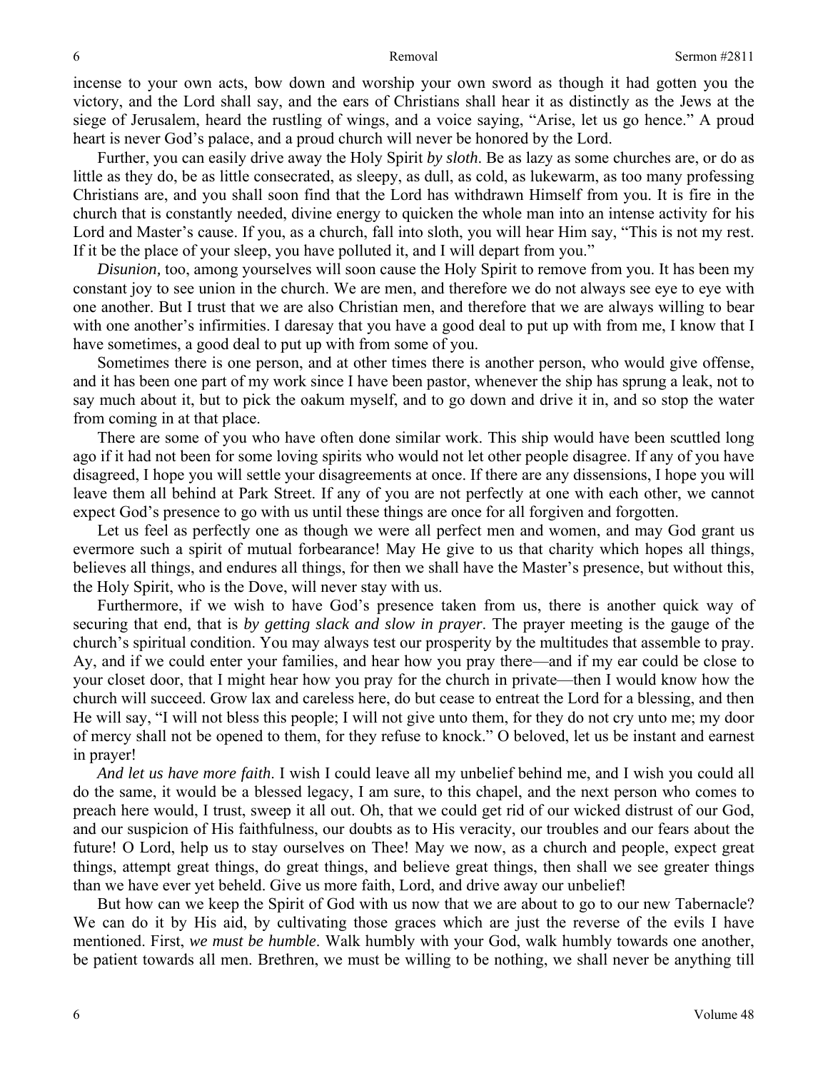incense to your own acts, bow down and worship your own sword as though it had gotten you the victory, and the Lord shall say, and the ears of Christians shall hear it as distinctly as the Jews at the siege of Jerusalem, heard the rustling of wings, and a voice saying, "Arise, let us go hence." A proud heart is never God's palace, and a proud church will never be honored by the Lord.

Further, you can easily drive away the Holy Spirit *by sloth*. Be as lazy as some churches are, or do as little as they do, be as little consecrated, as sleepy, as dull, as cold, as lukewarm, as too many professing Christians are, and you shall soon find that the Lord has withdrawn Himself from you. It is fire in the church that is constantly needed, divine energy to quicken the whole man into an intense activity for his Lord and Master's cause. If you, as a church, fall into sloth, you will hear Him say, "This is not my rest. If it be the place of your sleep, you have polluted it, and I will depart from you."

*Disunion,* too, among yourselves will soon cause the Holy Spirit to remove from you. It has been my constant joy to see union in the church. We are men, and therefore we do not always see eye to eye with one another. But I trust that we are also Christian men, and therefore that we are always willing to bear with one another's infirmities. I daresay that you have a good deal to put up with from me, I know that I have sometimes, a good deal to put up with from some of you.

Sometimes there is one person, and at other times there is another person, who would give offense, and it has been one part of my work since I have been pastor, whenever the ship has sprung a leak, not to say much about it, but to pick the oakum myself, and to go down and drive it in, and so stop the water from coming in at that place.

There are some of you who have often done similar work. This ship would have been scuttled long ago if it had not been for some loving spirits who would not let other people disagree. If any of you have disagreed, I hope you will settle your disagreements at once. If there are any dissensions, I hope you will leave them all behind at Park Street. If any of you are not perfectly at one with each other, we cannot expect God's presence to go with us until these things are once for all forgiven and forgotten.

Let us feel as perfectly one as though we were all perfect men and women, and may God grant us evermore such a spirit of mutual forbearance! May He give to us that charity which hopes all things, believes all things, and endures all things, for then we shall have the Master's presence, but without this, the Holy Spirit, who is the Dove, will never stay with us.

Furthermore, if we wish to have God's presence taken from us, there is another quick way of securing that end, that is *by getting slack and slow in prayer*. The prayer meeting is the gauge of the church's spiritual condition. You may always test our prosperity by the multitudes that assemble to pray. Ay, and if we could enter your families, and hear how you pray there—and if my ear could be close to your closet door, that I might hear how you pray for the church in private—then I would know how the church will succeed. Grow lax and careless here, do but cease to entreat the Lord for a blessing, and then He will say, "I will not bless this people; I will not give unto them, for they do not cry unto me; my door of mercy shall not be opened to them, for they refuse to knock." O beloved, let us be instant and earnest in prayer!

*And let us have more faith*. I wish I could leave all my unbelief behind me, and I wish you could all do the same, it would be a blessed legacy, I am sure, to this chapel, and the next person who comes to preach here would, I trust, sweep it all out. Oh, that we could get rid of our wicked distrust of our God, and our suspicion of His faithfulness, our doubts as to His veracity, our troubles and our fears about the future! O Lord, help us to stay ourselves on Thee! May we now, as a church and people, expect great things, attempt great things, do great things, and believe great things, then shall we see greater things than we have ever yet beheld. Give us more faith, Lord, and drive away our unbelief!

But how can we keep the Spirit of God with us now that we are about to go to our new Tabernacle? We can do it by His aid, by cultivating those graces which are just the reverse of the evils I have mentioned. First, *we must be humble*. Walk humbly with your God, walk humbly towards one another, be patient towards all men. Brethren, we must be willing to be nothing, we shall never be anything till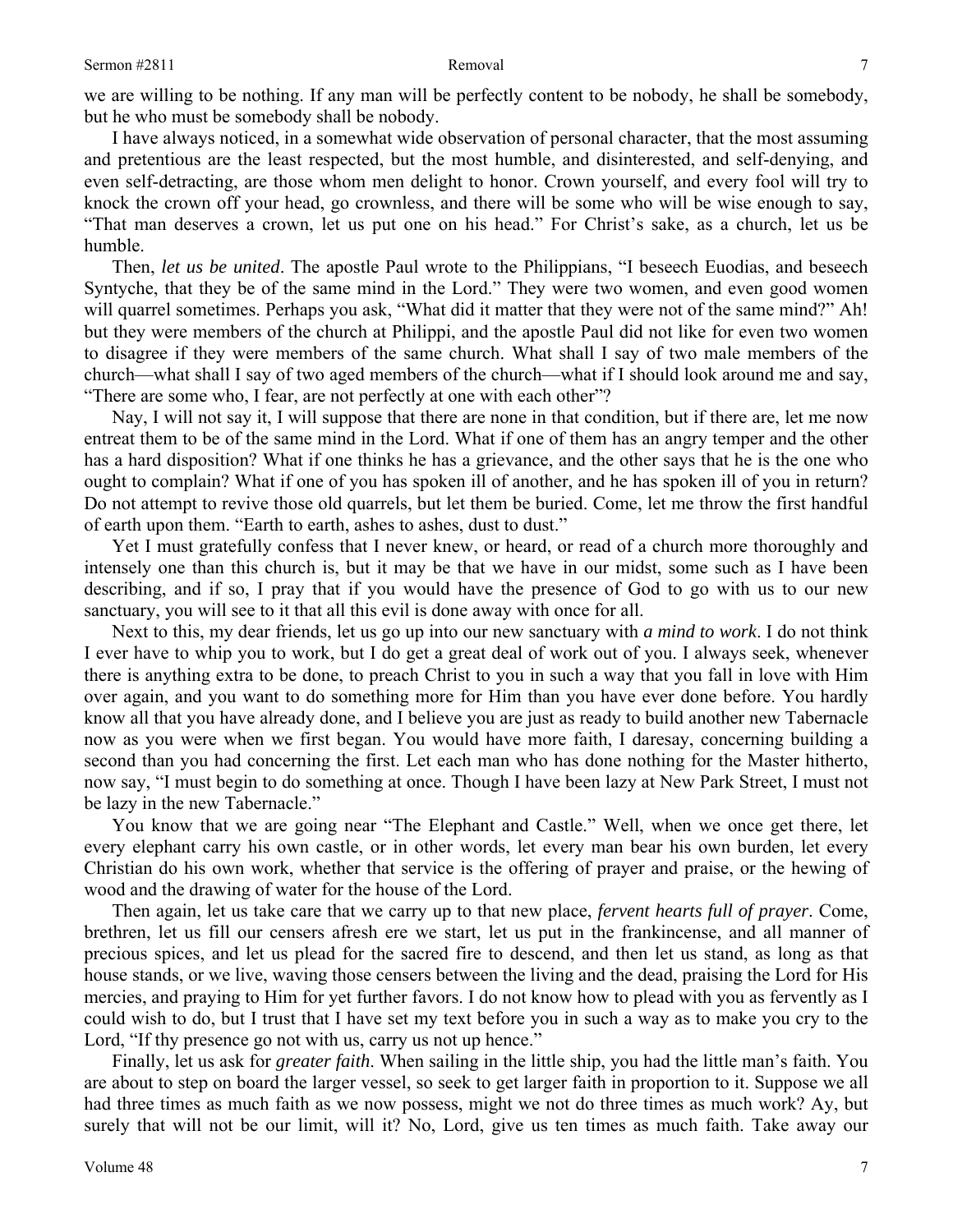we are willing to be nothing. If any man will be perfectly content to be nobody, he shall be somebody, but he who must be somebody shall be nobody.

I have always noticed, in a somewhat wide observation of personal character, that the most assuming and pretentious are the least respected, but the most humble, and disinterested, and self-denying, and even self-detracting, are those whom men delight to honor. Crown yourself, and every fool will try to knock the crown off your head, go crownless, and there will be some who will be wise enough to say, "That man deserves a crown, let us put one on his head." For Christ's sake, as a church, let us be humble.

Then, *let us be united*. The apostle Paul wrote to the Philippians, "I beseech Euodias, and beseech Syntyche, that they be of the same mind in the Lord." They were two women, and even good women will quarrel sometimes. Perhaps you ask, "What did it matter that they were not of the same mind?" Ah! but they were members of the church at Philippi, and the apostle Paul did not like for even two women to disagree if they were members of the same church. What shall I say of two male members of the church—what shall I say of two aged members of the church—what if I should look around me and say, "There are some who, I fear, are not perfectly at one with each other"?

Nay, I will not say it, I will suppose that there are none in that condition, but if there are, let me now entreat them to be of the same mind in the Lord. What if one of them has an angry temper and the other has a hard disposition? What if one thinks he has a grievance, and the other says that he is the one who ought to complain? What if one of you has spoken ill of another, and he has spoken ill of you in return? Do not attempt to revive those old quarrels, but let them be buried. Come, let me throw the first handful of earth upon them. "Earth to earth, ashes to ashes, dust to dust."

Yet I must gratefully confess that I never knew, or heard, or read of a church more thoroughly and intensely one than this church is, but it may be that we have in our midst, some such as I have been describing, and if so, I pray that if you would have the presence of God to go with us to our new sanctuary, you will see to it that all this evil is done away with once for all.

Next to this, my dear friends, let us go up into our new sanctuary with *a mind to work*. I do not think I ever have to whip you to work, but I do get a great deal of work out of you. I always seek, whenever there is anything extra to be done, to preach Christ to you in such a way that you fall in love with Him over again, and you want to do something more for Him than you have ever done before. You hardly know all that you have already done, and I believe you are just as ready to build another new Tabernacle now as you were when we first began. You would have more faith, I daresay, concerning building a second than you had concerning the first. Let each man who has done nothing for the Master hitherto, now say, "I must begin to do something at once. Though I have been lazy at New Park Street, I must not be lazy in the new Tabernacle."

You know that we are going near "The Elephant and Castle." Well, when we once get there, let every elephant carry his own castle, or in other words, let every man bear his own burden, let every Christian do his own work, whether that service is the offering of prayer and praise, or the hewing of wood and the drawing of water for the house of the Lord.

Then again, let us take care that we carry up to that new place, *fervent hearts full of prayer*. Come, brethren, let us fill our censers afresh ere we start, let us put in the frankincense, and all manner of precious spices, and let us plead for the sacred fire to descend, and then let us stand, as long as that house stands, or we live, waving those censers between the living and the dead, praising the Lord for His mercies, and praying to Him for yet further favors. I do not know how to plead with you as fervently as I could wish to do, but I trust that I have set my text before you in such a way as to make you cry to the Lord, "If thy presence go not with us, carry us not up hence."

Finally, let us ask for *greater faith*. When sailing in the little ship, you had the little man's faith. You are about to step on board the larger vessel, so seek to get larger faith in proportion to it. Suppose we all had three times as much faith as we now possess, might we not do three times as much work? Ay, but surely that will not be our limit, will it? No, Lord, give us ten times as much faith. Take away our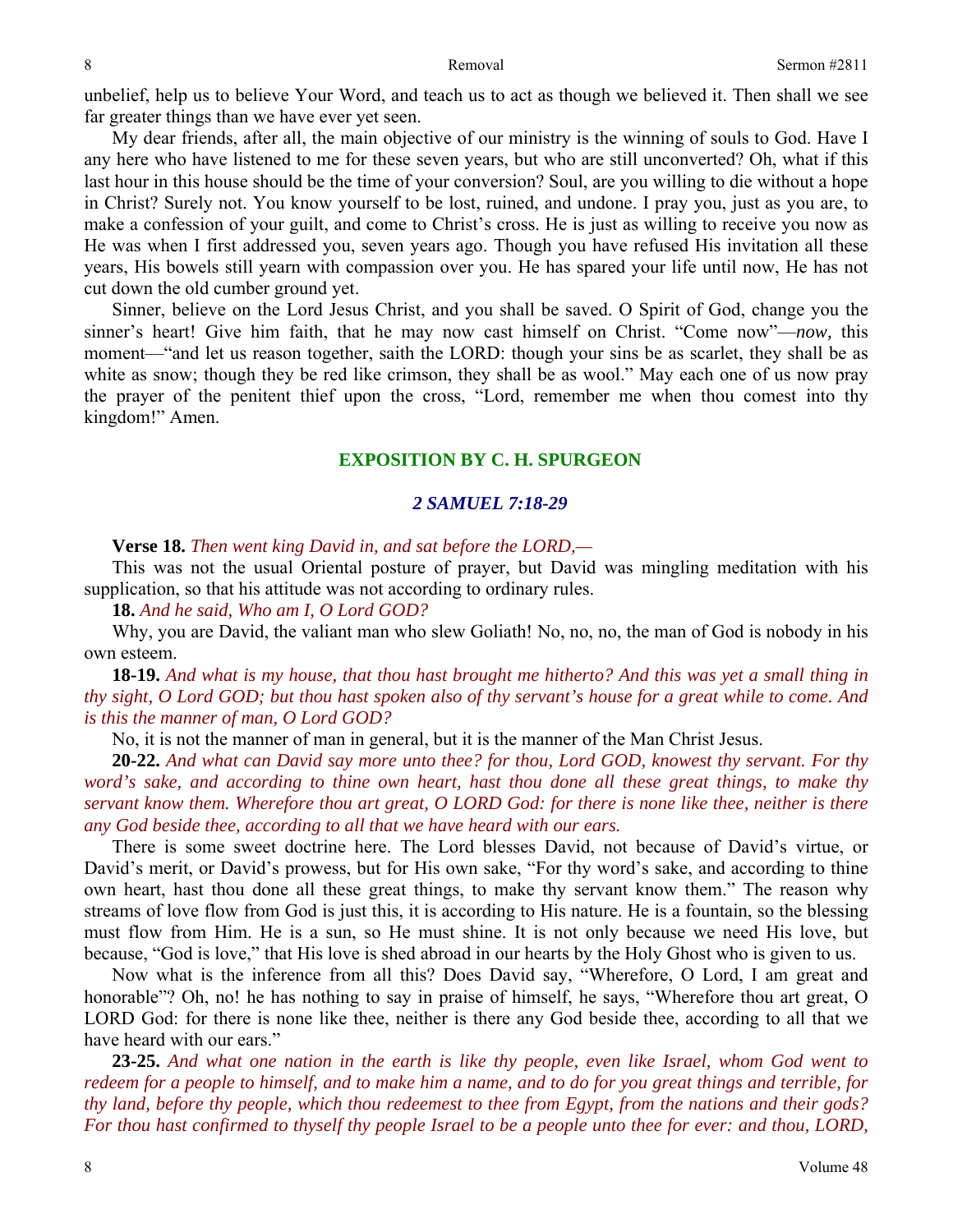unbelief, help us to believe Your Word, and teach us to act as though we believed it. Then shall we see far greater things than we have ever yet seen.

My dear friends, after all, the main objective of our ministry is the winning of souls to God. Have I any here who have listened to me for these seven years, but who are still unconverted? Oh, what if this last hour in this house should be the time of your conversion? Soul, are you willing to die without a hope in Christ? Surely not. You know yourself to be lost, ruined, and undone. I pray you, just as you are, to make a confession of your guilt, and come to Christ's cross. He is just as willing to receive you now as He was when I first addressed you, seven years ago. Though you have refused His invitation all these years, His bowels still yearn with compassion over you. He has spared your life until now, He has not cut down the old cumber ground yet.

Sinner, believe on the Lord Jesus Christ, and you shall be saved. O Spirit of God, change you the sinner's heart! Give him faith, that he may now cast himself on Christ. "Come now"—*now,* this moment—"and let us reason together, saith the LORD: though your sins be as scarlet, they shall be as white as snow; though they be red like crimson, they shall be as wool." May each one of us now pray the prayer of the penitent thief upon the cross, "Lord, remember me when thou comest into thy kingdom!" Amen.

## EXPOSITION BY C. H. SPURGEON

### *2 SAMUEL 7:18-29*

**Verse 18.** *Then went king David in, and sat before the LORD,—*

This was not the usual Oriental posture of prayer, but David was mingling meditation with his supplication, so that his attitude was not according to ordinary rules.

**18.** *And he said, Who am I, O Lord GOD?*

Why, you are David, the valiant man who slew Goliath! No, no, no, the man of God is nobody in his own esteem.

**18-19.** *And what is my house, that thou hast brought me hitherto? And this was yet a small thing in thy sight, O Lord GOD; but thou hast spoken also of thy servant's house for a great while to come. And is this the manner of man, O Lord GOD?*

No, it is not the manner of man in general, but it is the manner of the Man Christ Jesus.

**20-22.** *And what can David say more unto thee? for thou, Lord GOD, knowest thy servant. For thy word's sake, and according to thine own heart, hast thou done all these great things, to make thy servant know them. Wherefore thou art great, O LORD God: for there is none like thee, neither is there any God beside thee, according to all that we have heard with our ears.*

There is some sweet doctrine here. The Lord blesses David, not because of David's virtue, or David's merit, or David's prowess, but for His own sake, "For thy word's sake, and according to thine own heart, hast thou done all these great things, to make thy servant know them." The reason why streams of love flow from God is just this, it is according to His nature. He is a fountain, so the blessing must flow from Him. He is a sun, so He must shine. It is not only because we need His love, but because, "God is love," that His love is shed abroad in our hearts by the Holy Ghost who is given to us.

Now what is the inference from all this? Does David say, "Wherefore, O Lord, I am great and honorable"? Oh, no! he has nothing to say in praise of himself, he says, "Wherefore thou art great, O LORD God: for there is none like thee, neither is there any God beside thee, according to all that we have heard with our ears."

**23-25.** *And what one nation in the earth is like thy people, even like Israel, whom God went to redeem for a people to himself, and to make him a name, and to do for you great things and terrible, for thy land, before thy people, which thou redeemest to thee from Egypt, from the nations and their gods? For thou hast confirmed to thyself thy people Israel to be a people unto thee for ever: and thou, LORD,*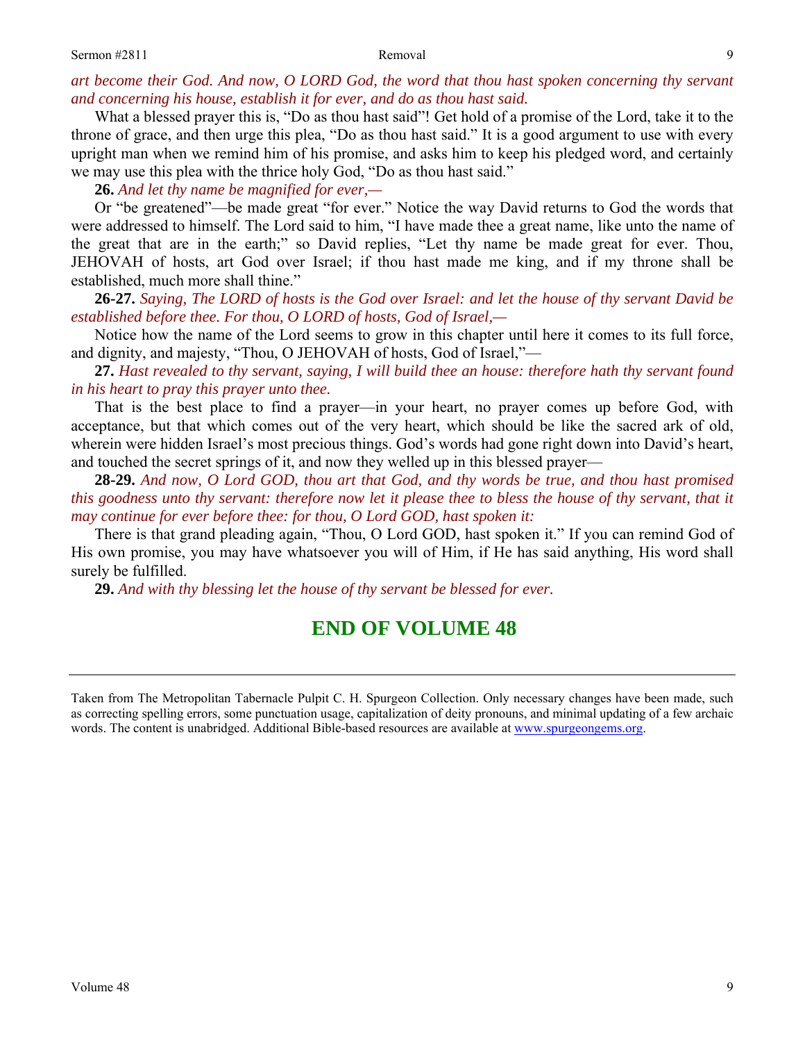*art become their God. And now, O LORD God, the word that thou hast spoken concerning thy servant and concerning his house, establish it for ever, and do as thou hast said.*

What a blessed prayer this is, "Do as thou hast said"! Get hold of a promise of the Lord, take it to the throne of grace, and then urge this plea, "Do as thou hast said." It is a good argument to use with every upright man when we remind him of his promise, and asks him to keep his pledged word, and certainly we may use this plea with the thrice holy God, "Do as thou hast said."

**26.** *And let thy name be magnified for ever,—*

Or "be greatened"—be made great "for ever." Notice the way David returns to God the words that were addressed to himself. The Lord said to him, "I have made thee a great name, like unto the name of the great that are in the earth;" so David replies, "Let thy name be made great for ever. Thou, JEHOVAH of hosts, art God over Israel; if thou hast made me king, and if my throne shall be established, much more shall thine."

**26-27.** *Saying, The LORD of hosts is the God over Israel: and let the house of thy servant David be established before thee. For thou, O LORD of hosts, God of Israel,—*

Notice how the name of the Lord seems to grow in this chapter until here it comes to its full force, and dignity, and majesty, "Thou, O JEHOVAH of hosts, God of Israel,"—

**27.** *Hast revealed to thy servant, saying, I will build thee an house: therefore hath thy servant found in his heart to pray this prayer unto thee.*

That is the best place to find a prayer—in your heart, no prayer comes up before God, with acceptance, but that which comes out of the very heart, which should be like the sacred ark of old, wherein were hidden Israel's most precious things. God's words had gone right down into David's heart, and touched the secret springs of it, and now they welled up in this blessed prayer—

**28-29.** *And now, O Lord GOD, thou art that God, and thy words be true, and thou hast promised this goodness unto thy servant: therefore now let it please thee to bless the house of thy servant, that it may continue for ever before thee: for thou, O Lord GOD, hast spoken it:*

There is that grand pleading again, "Thou, O Lord GOD, hast spoken it." If you can remind God of His own promise, you may have whatsoever you will of Him, if He has said anything, His word shall surely be fulfilled.

**29.** *And with thy blessing let the house of thy servant be blessed for ever.*

## END OF VOLUME 48

---

Taken from The Metropolitan Tabernacle Pulpit C. H. Spurgeon Collection. Only necessary changes have been made, such as correcting spelling errors, some punctuation usage, capitalization of deity pronouns, and minimal updating of a few archaic words. The content is unabridged. Additional Bible-based resources are available at www.spurgeongems.org.